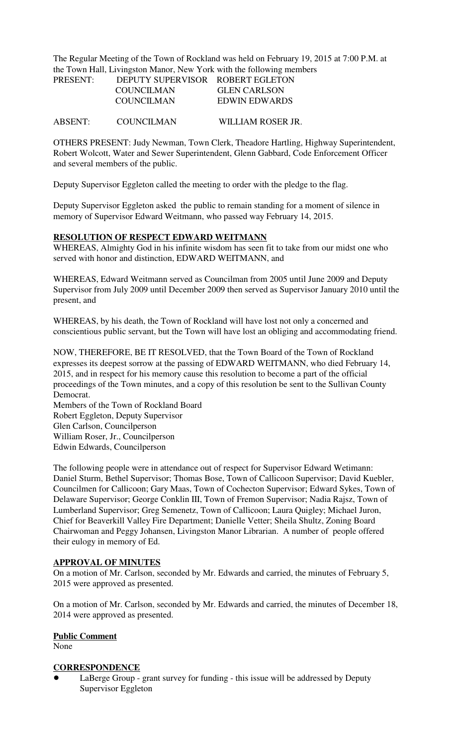The Regular Meeting of the Town of Rockland was held on February 19, 2015 at 7:00 P.M. at the Town Hall, Livingston Manor, New York with the following members

| | | |
|---|---|---|
| PRESENT: | DEPUTY SUPERVISOR | ROBERT EGLETON |
| | COUNCILMAN | GLEN CARLSON |
| | COUNCILMAN | EDWIN EDWARDS |
| ABSENT: | COUNCILMAN | WILLIAM ROSER JR. |

OTHERS PRESENT: Judy Newman, Town Clerk, Theadore Hartling, Highway Superintendent, Robert Wolcott, Water and Sewer Superintendent, Glenn Gabbard, Code Enforcement Officer and several members of the public.

Deputy Supervisor Eggleton called the meeting to order with the pledge to the flag.

Deputy Supervisor Eggleton asked the public to remain standing for a moment of silence in memory of Supervisor Edward Weitmann, who passed way February 14, 2015.

**RESOLUTION OF RESPECT EDWARD WEITMANN**

WHEREAS, Almighty God in his infinite wisdom has seen fit to take from our midst one who served with honor and distinction, EDWARD WEITMANN, and

WHEREAS, Edward Weitmann served as Councilman from 2005 until June 2009 and Deputy Supervisor from July 2009 until December 2009 then served as Supervisor January 2010 until the present, and

WHEREAS, by his death, the Town of Rockland will have lost not only a concerned and conscientious public servant, but the Town will have lost an obliging and accommodating friend.

NOW, THEREFORE, BE IT RESOLVED, that the Town Board of the Town of Rockland expresses its deepest sorrow at the passing of EDWARD WEITMANN, who died February 14, 2015, and in respect for his memory cause this resolution to become a part of the official proceedings of the Town minutes, and a copy of this resolution be sent to the Sullivan County Democrat.

Members of the Town of Rockland Board
Robert Eggleton, Deputy Supervisor
Glen Carlson, Councilperson
William Roser, Jr., Councilperson
Edwin Edwards, Councilperson

The following people were in attendance out of respect for Supervisor Edward Wetimann: Daniel Sturm, Bethel Supervisor; Thomas Bose, Town of Callicoon Supervisor; David Kuebler, Councilmen for Callicoon; Gary Maas, Town of Cochecton Supervisor; Edward Sykes, Town of Delaware Supervisor; George Conklin III, Town of Fremon Supervisor; Nadia Rajsz, Town of Lumberland Supervisor; Greg Semenetz, Town of Callicoon; Laura Quigley; Michael Juron, Chief for Beaverkill Valley Fire Department; Danielle Vetter; Sheila Shultz, Zoning Board Chairwoman and Peggy Johansen, Livingston Manor Librarian. A number of people offered their eulogy in memory of Ed.

**APPROVAL OF MINUTES**

On a motion of Mr. Carlson, seconded by Mr. Edwards and carried, the minutes of February 5, 2015 were approved as presented.

On a motion of Mr. Carlson, seconded by Mr. Edwards and carried, the minutes of December 18, 2014 were approved as presented.

**Public Comment**

None

**CORRESPONDENCE**

- LaBerge Group - grant survey for funding - this issue will be addressed by Deputy Supervisor Eggleton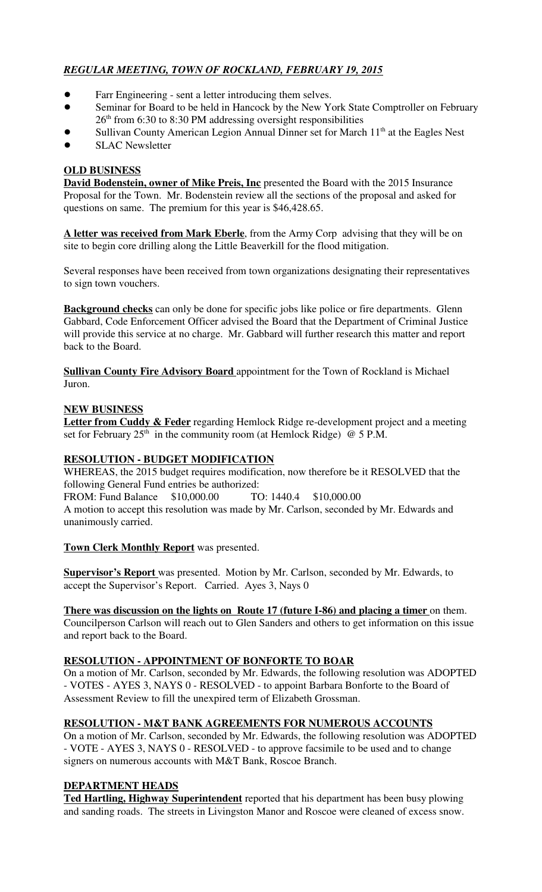***REGULAR MEETING, TOWN OF ROCKLAND, FEBRUARY 19, 2015***

- Farr Engineering - sent a letter introducing them selves.
- Seminar for Board to be held in Hancock by the New York State Comptroller on February 26th from 6:30 to 8:30 PM addressing oversight responsibilities
- Sullivan County American Legion Annual Dinner set for March 11th at the Eagles Nest
- SLAC Newsletter

**OLD BUSINESS**

**David Bodenstein, owner of Mike Preis, Inc** presented the Board with the 2015 Insurance Proposal for the Town. Mr. Bodenstein review all the sections of the proposal and asked for questions on same. The premium for this year is $46,428.65.

**A letter was received from Mark Eberle**, from the Army Corp advising that they will be on site to begin core drilling along the Little Beaverkill for the flood mitigation.

Several responses have been received from town organizations designating their representatives to sign town vouchers.

**Background checks** can only be done for specific jobs like police or fire departments. Glenn Gabbard, Code Enforcement Officer advised the Board that the Department of Criminal Justice will provide this service at no charge. Mr. Gabbard will further research this matter and report back to the Board.

**Sullivan County Fire Advisory Board** appointment for the Town of Rockland is Michael Juron.

**NEW BUSINESS**

**Letter from Cuddy & Feder** regarding Hemlock Ridge re-development project and a meeting set for February 25th in the community room (at Hemlock Ridge) @ 5 P.M.

**RESOLUTION - BUDGET MODIFICATION**

WHEREAS, the 2015 budget requires modification, now therefore be it RESOLVED that the following General Fund entries be authorized:

FROM: Fund Balance $10,000.00 TO: 1440.4 $10,000.00

A motion to accept this resolution was made by Mr. Carlson, seconded by Mr. Edwards and unanimously carried.

**Town Clerk Monthly Report** was presented.

**Supervisor's Report** was presented. Motion by Mr. Carlson, seconded by Mr. Edwards, to accept the Supervisor's Report. Carried. Ayes 3, Nays 0

**There was discussion on the lights on Route 17 (future I-86) and placing a timer** on them. Councilperson Carlson will reach out to Glen Sanders and others to get information on this issue and report back to the Board.

**RESOLUTION - APPOINTMENT OF BONFORTE TO BOAR**

On a motion of Mr. Carlson, seconded by Mr. Edwards, the following resolution was ADOPTED - VOTES - AYES 3, NAYS 0 - RESOLVED - to appoint Barbara Bonforte to the Board of Assessment Review to fill the unexpired term of Elizabeth Grossman.

**RESOLUTION - M&T BANK AGREEMENTS FOR NUMEROUS ACCOUNTS**

On a motion of Mr. Carlson, seconded by Mr. Edwards, the following resolution was ADOPTED - VOTE - AYES 3, NAYS 0 - RESOLVED - to approve facsimile to be used and to change signers on numerous accounts with M&T Bank, Roscoe Branch.

**DEPARTMENT HEADS**

**Ted Hartling, Highway Superintendent** reported that his department has been busy plowing and sanding roads. The streets in Livingston Manor and Roscoe were cleaned of excess snow.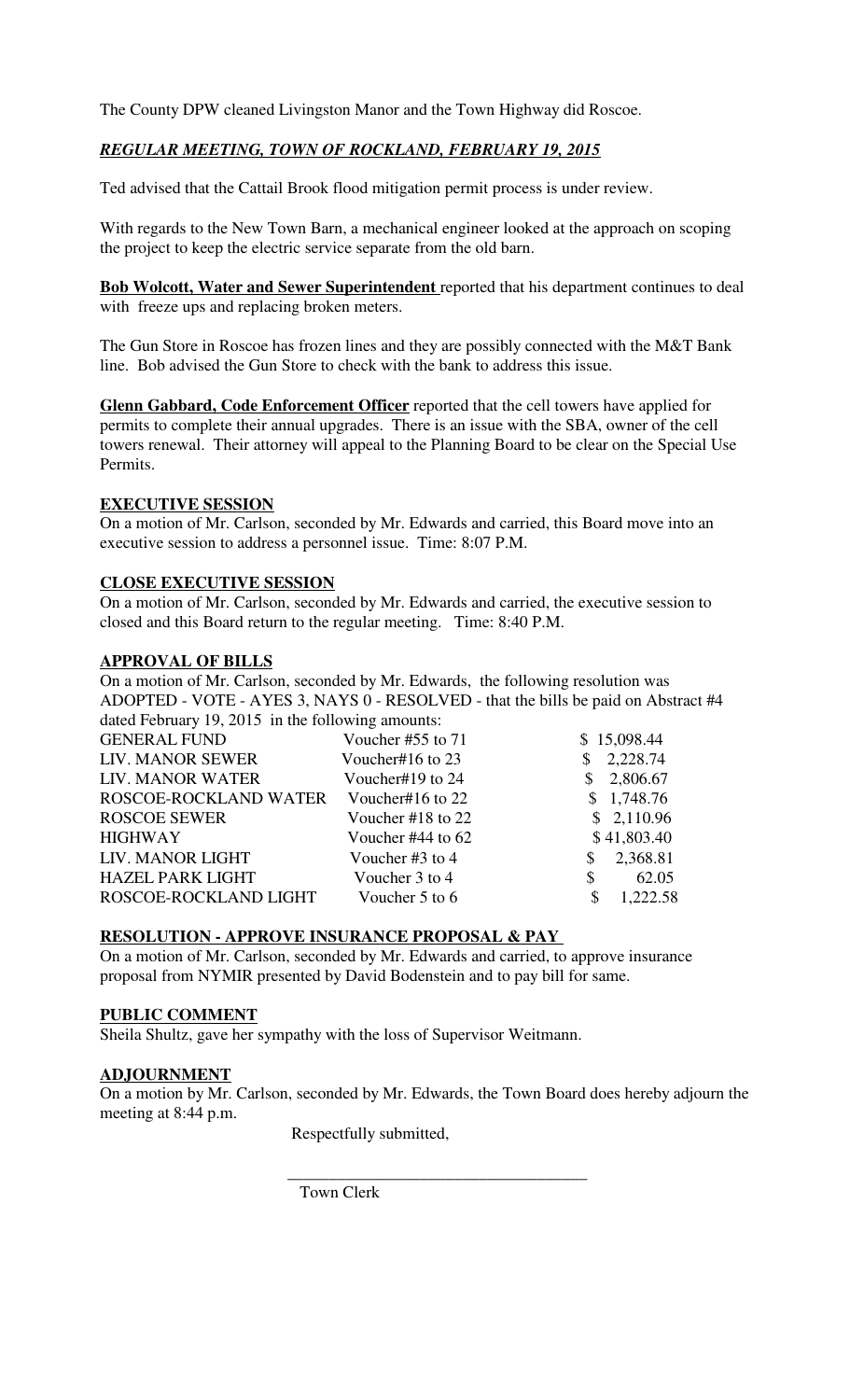The County DPW cleaned Livingston Manor and the Town Highway did Roscoe.

***REGULAR MEETING, TOWN OF ROCKLAND, FEBRUARY 19, 2015***

Ted advised that the Cattail Brook flood mitigation permit process is under review.

With regards to the New Town Barn, a mechanical engineer looked at the approach on scoping the project to keep the electric service separate from the old barn.

**Bob Wolcott, Water and Sewer Superintendent** reported that his department continues to deal with freeze ups and replacing broken meters.

The Gun Store in Roscoe has frozen lines and they are possibly connected with the M&T Bank line. Bob advised the Gun Store to check with the bank to address this issue.

**Glenn Gabbard, Code Enforcement Officer** reported that the cell towers have applied for permits to complete their annual upgrades. There is an issue with the SBA, owner of the cell towers renewal. Their attorney will appeal to the Planning Board to be clear on the Special Use Permits.

**EXECUTIVE SESSION**

On a motion of Mr. Carlson, seconded by Mr. Edwards and carried, this Board move into an executive session to address a personnel issue. Time: 8:07 P.M.

**CLOSE EXECUTIVE SESSION**

On a motion of Mr. Carlson, seconded by Mr. Edwards and carried, the executive session to closed and this Board return to the regular meeting. Time: 8:40 P.M.

**APPROVAL OF BILLS**

On a motion of Mr. Carlson, seconded by Mr. Edwards, the following resolution was ADOPTED - VOTE - AYES 3, NAYS 0 - RESOLVED - that the bills be paid on Abstract #4 dated February 19, 2015 in the following amounts:

| | | |
|---|---|---|
| GENERAL FUND | Voucher #55 to 71 | $ 15,098.44 |
| LIV. MANOR SEWER | Voucher#16 to 23 | $ 2,228.74 |
| LIV. MANOR WATER | Voucher#19 to 24 | $ 2,806.67 |
| ROSCOE-ROCKLAND WATER | Voucher#16 to 22 | $ 1,748.76 |
| ROSCOE SEWER | Voucher #18 to 22 | $ 2,110.96 |
| HIGHWAY | Voucher #44 to 62 | $ 41,803.40 |
| LIV. MANOR LIGHT | Voucher #3 to 4 | $ 2,368.81 |
| HAZEL PARK LIGHT | Voucher 3 to 4 | $ 62.05 |
| ROSCOE-ROCKLAND LIGHT | Voucher 5 to 6 | $ 1,222.58 |

**RESOLUTION - APPROVE INSURANCE PROPOSAL & PAY**

On a motion of Mr. Carlson, seconded by Mr. Edwards and carried, to approve insurance proposal from NYMIR presented by David Bodenstein and to pay bill for same.

**PUBLIC COMMENT**

Sheila Shultz, gave her sympathy with the loss of Supervisor Weitmann.

**ADJOURNMENT**

On a motion by Mr. Carlson, seconded by Mr. Edwards, the Town Board does hereby adjourn the meeting at 8:44 p.m.

Respectfully submitted,

\_\_\_\_\_\_\_\_\_\_\_\_\_\_\_\_\_\_\_\_\_\_\_\_\_\_\_\_\_\_\_\_\_\_\_\_

Town Clerk